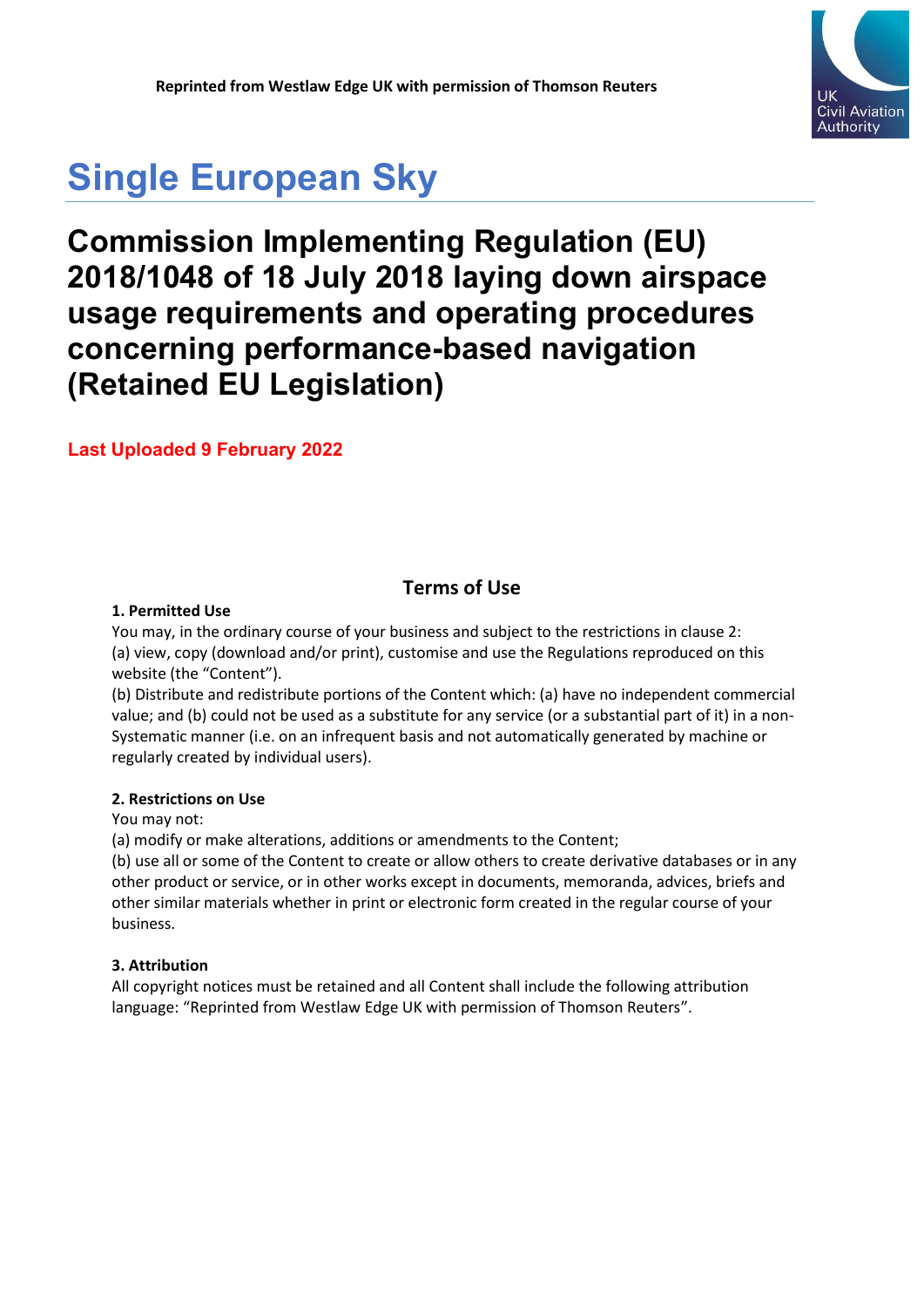Reprinted from Westlaw Edge UK with permission of Thomson Reuters

UK Civil Aviation Authority

# Single European Sky

## Commission Implementing Regulation (EU) 2018/1048 of 18 July 2018 laying down airspace usage requirements and operating procedures concerning performance-based navigation (Retained EU Legislation)

**Last Uploaded 9 February 2022**

### Terms of Use

**1. Permitted Use**

You may, in the ordinary course of your business and subject to the restrictions in clause 2:

(a) view, copy (download and/or print), customise and use the Regulations reproduced on this website (the "Content").

(b) Distribute and redistribute portions of the Content which: (a) have no independent commercial value; and (b) could not be used as a substitute for any service (or a substantial part of it) in a non-Systematic manner (i.e. on an infrequent basis and not automatically generated by machine or regularly created by individual users).

**2. Restrictions on Use**

You may not:

(a) modify or make alterations, additions or amendments to the Content;

(b) use all or some of the Content to create or allow others to create derivative databases or in any other product or service, or in other works except in documents, memoranda, advices, briefs and other similar materials whether in print or electronic form created in the regular course of your business.

**3. Attribution**

All copyright notices must be retained and all Content shall include the following attribution language: "Reprinted from Westlaw Edge UK with permission of Thomson Reuters".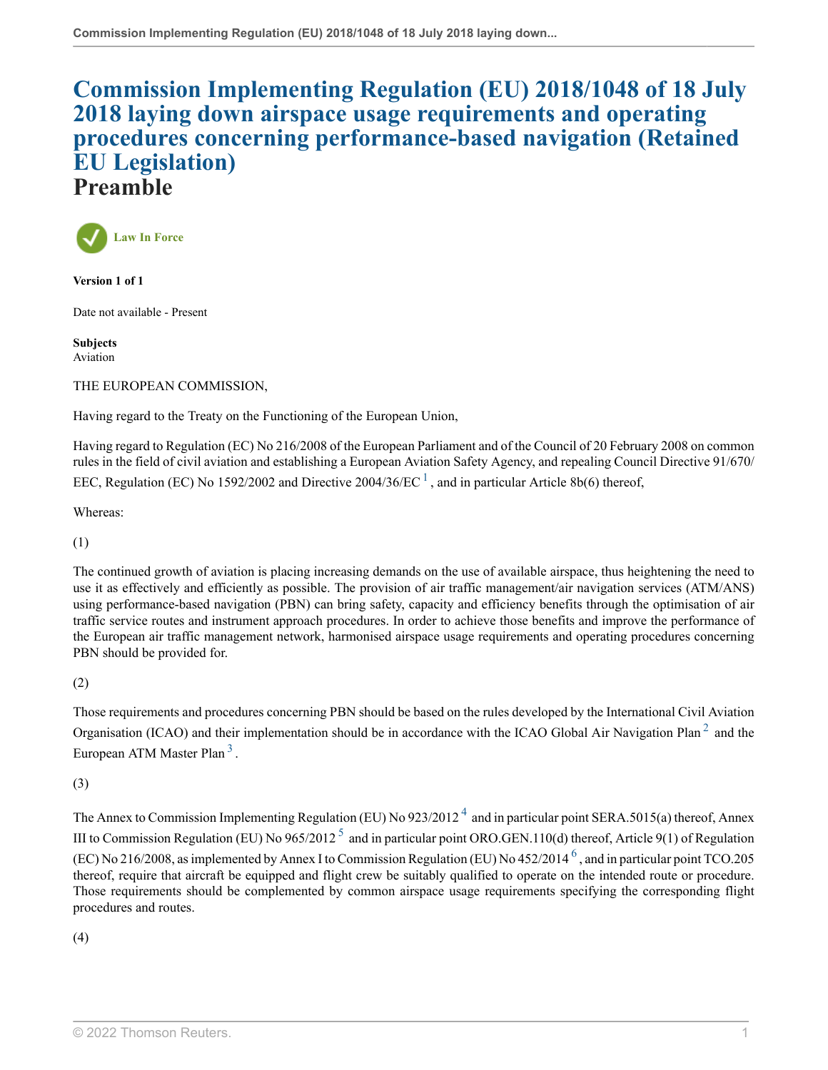# Commission Implementing Regulation (EU) 2018/1048 of 18 July 2018 laying down airspace usage requirements and operating procedures concerning performance-based navigation (Retained EU Legislation)

# Preamble

Law In Force

**Version 1 of 1**

Date not available - Present

**Subjects**
Aviation

THE EUROPEAN COMMISSION,

Having regard to the Treaty on the Functioning of the European Union,

Having regard to Regulation (EC) No 216/2008 of the European Parliament and of the Council of 20 February 2008 on common rules in the field of civil aviation and establishing a European Aviation Safety Agency, and repealing Council Directive 91/670/EEC, Regulation (EC) No 1592/2002 and Directive 2004/36/EC [1], and in particular Article 8b(6) thereof,

Whereas:

(1)

The continued growth of aviation is placing increasing demands on the use of available airspace, thus heightening the need to use it as effectively and efficiently as possible. The provision of air traffic management/air navigation services (ATM/ANS) using performance-based navigation (PBN) can bring safety, capacity and efficiency benefits through the optimisation of air traffic service routes and instrument approach procedures. In order to achieve those benefits and improve the performance of the European air traffic management network, harmonised airspace usage requirements and operating procedures concerning PBN should be provided for.

(2)

Those requirements and procedures concerning PBN should be based on the rules developed by the International Civil Aviation Organisation (ICAO) and their implementation should be in accordance with the ICAO Global Air Navigation Plan [2] and the European ATM Master Plan [3].

(3)

The Annex to Commission Implementing Regulation (EU) No 923/2012 [4] and in particular point SERA.5015(a) thereof, Annex III to Commission Regulation (EU) No 965/2012 [5] and in particular point ORO.GEN.110(d) thereof, Article 9(1) of Regulation (EC) No 216/2008, as implemented by Annex I to Commission Regulation (EU) No 452/2014 [6], and in particular point TCO.205 thereof, require that aircraft be equipped and flight crew be suitably qualified to operate on the intended route or procedure. Those requirements should be complemented by common airspace usage requirements specifying the corresponding flight procedures and routes.

(4)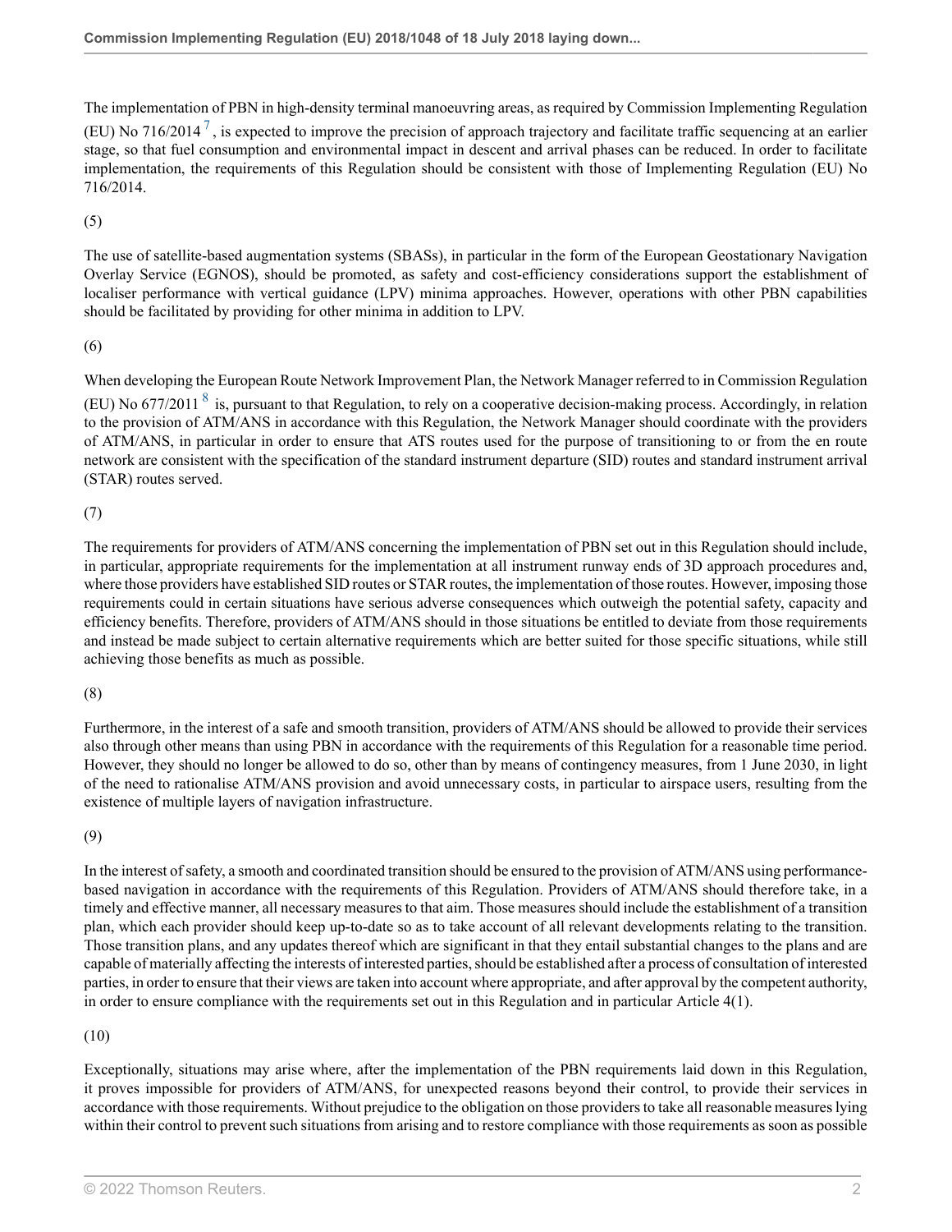The implementation of PBN in high-density terminal manoeuvring areas, as required by Commission Implementing Regulation (EU) No 716/2014 [7], is expected to improve the precision of approach trajectory and facilitate traffic sequencing at an earlier stage, so that fuel consumption and environmental impact in descent and arrival phases can be reduced. In order to facilitate implementation, the requirements of this Regulation should be consistent with those of Implementing Regulation (EU) No 716/2014.

(5)

The use of satellite-based augmentation systems (SBASs), in particular in the form of the European Geostationary Navigation Overlay Service (EGNOS), should be promoted, as safety and cost-efficiency considerations support the establishment of localiser performance with vertical guidance (LPV) minima approaches. However, operations with other PBN capabilities should be facilitated by providing for other minima in addition to LPV.

(6)

When developing the European Route Network Improvement Plan, the Network Manager referred to in Commission Regulation (EU) No 677/2011 [8] is, pursuant to that Regulation, to rely on a cooperative decision-making process. Accordingly, in relation to the provision of ATM/ANS in accordance with this Regulation, the Network Manager should coordinate with the providers of ATM/ANS, in particular in order to ensure that ATS routes used for the purpose of transitioning to or from the en route network are consistent with the specification of the standard instrument departure (SID) routes and standard instrument arrival (STAR) routes served.

(7)

The requirements for providers of ATM/ANS concerning the implementation of PBN set out in this Regulation should include, in particular, appropriate requirements for the implementation at all instrument runway ends of 3D approach procedures and, where those providers have established SID routes or STAR routes, the implementation of those routes. However, imposing those requirements could in certain situations have serious adverse consequences which outweigh the potential safety, capacity and efficiency benefits. Therefore, providers of ATM/ANS should in those situations be entitled to deviate from those requirements and instead be made subject to certain alternative requirements which are better suited for those specific situations, while still achieving those benefits as much as possible.

(8)

Furthermore, in the interest of a safe and smooth transition, providers of ATM/ANS should be allowed to provide their services also through other means than using PBN in accordance with the requirements of this Regulation for a reasonable time period. However, they should no longer be allowed to do so, other than by means of contingency measures, from 1 June 2030, in light of the need to rationalise ATM/ANS provision and avoid unnecessary costs, in particular to airspace users, resulting from the existence of multiple layers of navigation infrastructure.

(9)

In the interest of safety, a smooth and coordinated transition should be ensured to the provision of ATM/ANS using performance-based navigation in accordance with the requirements of this Regulation. Providers of ATM/ANS should therefore take, in a timely and effective manner, all necessary measures to that aim. Those measures should include the establishment of a transition plan, which each provider should keep up-to-date so as to take account of all relevant developments relating to the transition. Those transition plans, and any updates thereof which are significant in that they entail substantial changes to the plans and are capable of materially affecting the interests of interested parties, should be established after a process of consultation of interested parties, in order to ensure that their views are taken into account where appropriate, and after approval by the competent authority, in order to ensure compliance with the requirements set out in this Regulation and in particular Article 4(1).

(10)

Exceptionally, situations may arise where, after the implementation of the PBN requirements laid down in this Regulation, it proves impossible for providers of ATM/ANS, for unexpected reasons beyond their control, to provide their services in accordance with those requirements. Without prejudice to the obligation on those providers to take all reasonable measures lying within their control to prevent such situations from arising and to restore compliance with those requirements as soon as possible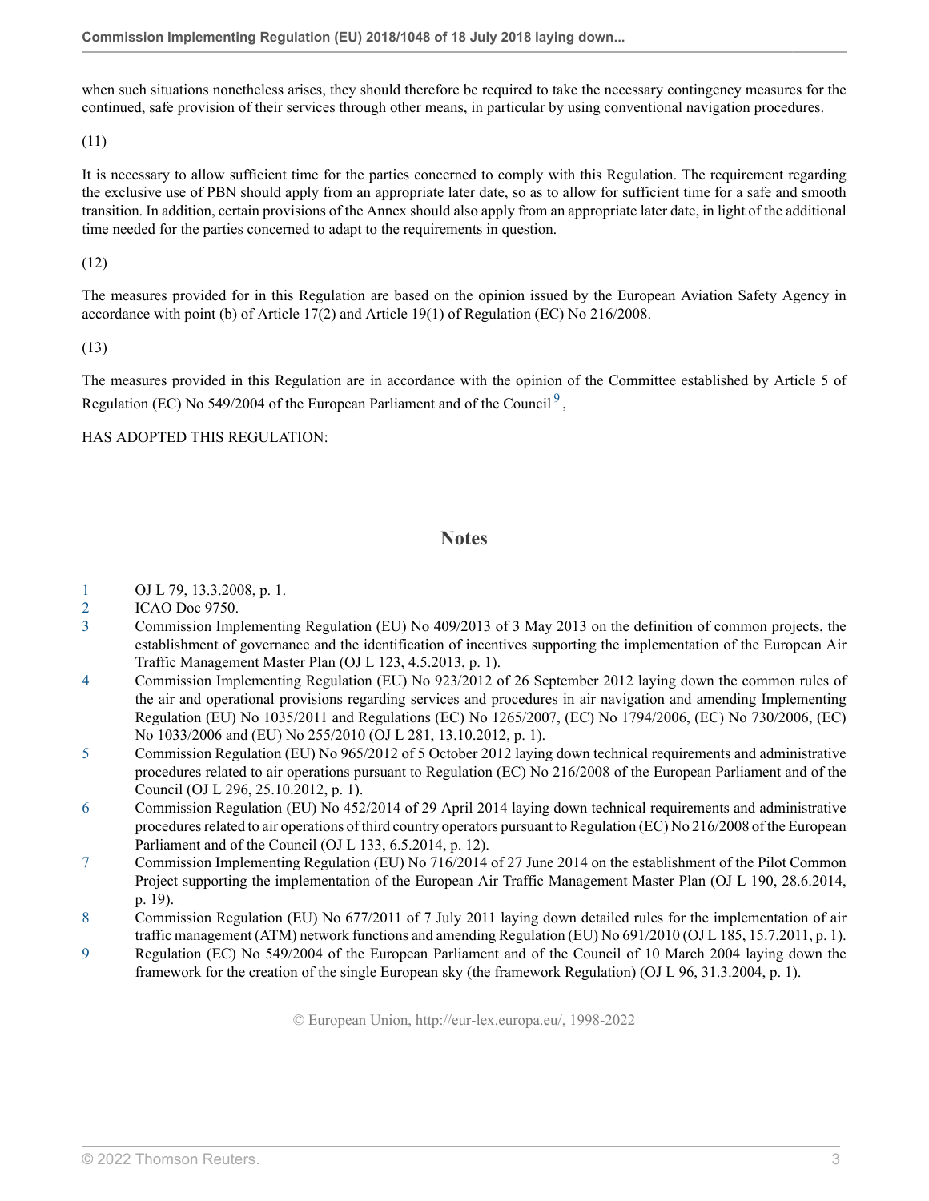when such situations nonetheless arises, they should therefore be required to take the necessary contingency measures for the continued, safe provision of their services through other means, in particular by using conventional navigation procedures.

(11)

It is necessary to allow sufficient time for the parties concerned to comply with this Regulation. The requirement regarding the exclusive use of PBN should apply from an appropriate later date, so as to allow for sufficient time for a safe and smooth transition. In addition, certain provisions of the Annex should also apply from an appropriate later date, in light of the additional time needed for the parties concerned to adapt to the requirements in question.

(12)

The measures provided for in this Regulation are based on the opinion issued by the European Aviation Safety Agency in accordance with point (b) of Article 17(2) and Article 19(1) of Regulation (EC) No 216/2008.

(13)

The measures provided in this Regulation are in accordance with the opinion of the Committee established by Article 5 of Regulation (EC) No 549/2004 of the European Parliament and of the Council [9],

HAS ADOPTED THIS REGULATION:

## Notes

1 OJ L 79, 13.3.2008, p. 1.

2 ICAO Doc 9750.

3 Commission Implementing Regulation (EU) No 409/2013 of 3 May 2013 on the definition of common projects, the establishment of governance and the identification of incentives supporting the implementation of the European Air Traffic Management Master Plan (OJ L 123, 4.5.2013, p. 1).

4 Commission Implementing Regulation (EU) No 923/2012 of 26 September 2012 laying down the common rules of the air and operational provisions regarding services and procedures in air navigation and amending Implementing Regulation (EU) No 1035/2011 and Regulations (EC) No 1265/2007, (EC) No 1794/2006, (EC) No 730/2006, (EC) No 1033/2006 and (EU) No 255/2010 (OJ L 281, 13.10.2012, p. 1).

5 Commission Regulation (EU) No 965/2012 of 5 October 2012 laying down technical requirements and administrative procedures related to air operations pursuant to Regulation (EC) No 216/2008 of the European Parliament and of the Council (OJ L 296, 25.10.2012, p. 1).

6 Commission Regulation (EU) No 452/2014 of 29 April 2014 laying down technical requirements and administrative procedures related to air operations of third country operators pursuant to Regulation (EC) No 216/2008 of the European Parliament and of the Council (OJ L 133, 6.5.2014, p. 12).

7 Commission Implementing Regulation (EU) No 716/2014 of 27 June 2014 on the establishment of the Pilot Common Project supporting the implementation of the European Air Traffic Management Master Plan (OJ L 190, 28.6.2014, p. 19).

8 Commission Regulation (EU) No 677/2011 of 7 July 2011 laying down detailed rules for the implementation of air traffic management (ATM) network functions and amending Regulation (EU) No 691/2010 (OJ L 185, 15.7.2011, p. 1).

9 Regulation (EC) No 549/2004 of the European Parliament and of the Council of 10 March 2004 laying down the framework for the creation of the single European sky (the framework Regulation) (OJ L 96, 31.3.2004, p. 1).

© European Union, http://eur-lex.europa.eu/, 1998-2022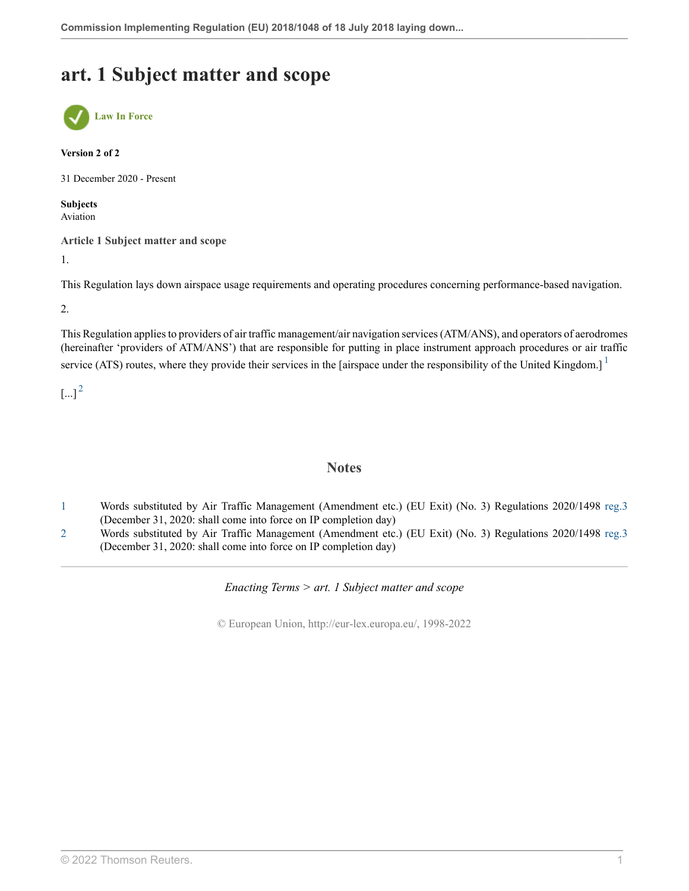# art. 1 Subject matter and scope

Law In Force

**Version 2 of 2**

31 December 2020 - Present

**Subjects**
Aviation

### Article 1 Subject matter and scope

1.

This Regulation lays down airspace usage requirements and operating procedures concerning performance-based navigation.

2.

This Regulation applies to providers of air traffic management/air navigation services (ATM/ANS), and operators of aerodromes (hereinafter 'providers of ATM/ANS') that are responsible for putting in place instrument approach procedures or air traffic service (ATS) routes, where they provide their services in the [airspace under the responsibility of the United Kingdom.] [1]

[...] [2]

## Notes

| | |
|---|---|
| 1 | Words substituted by Air Traffic Management (Amendment etc.) (EU Exit) (No. 3) Regulations 2020/1498 reg.3 (December 31, 2020: shall come into force on IP completion day) |
| 2 | Words substituted by Air Traffic Management (Amendment etc.) (EU Exit) (No. 3) Regulations 2020/1498 reg.3 (December 31, 2020: shall come into force on IP completion day) |

*Enacting Terms > art. 1 Subject matter and scope*

© European Union, http://eur-lex.europa.eu/, 1998-2022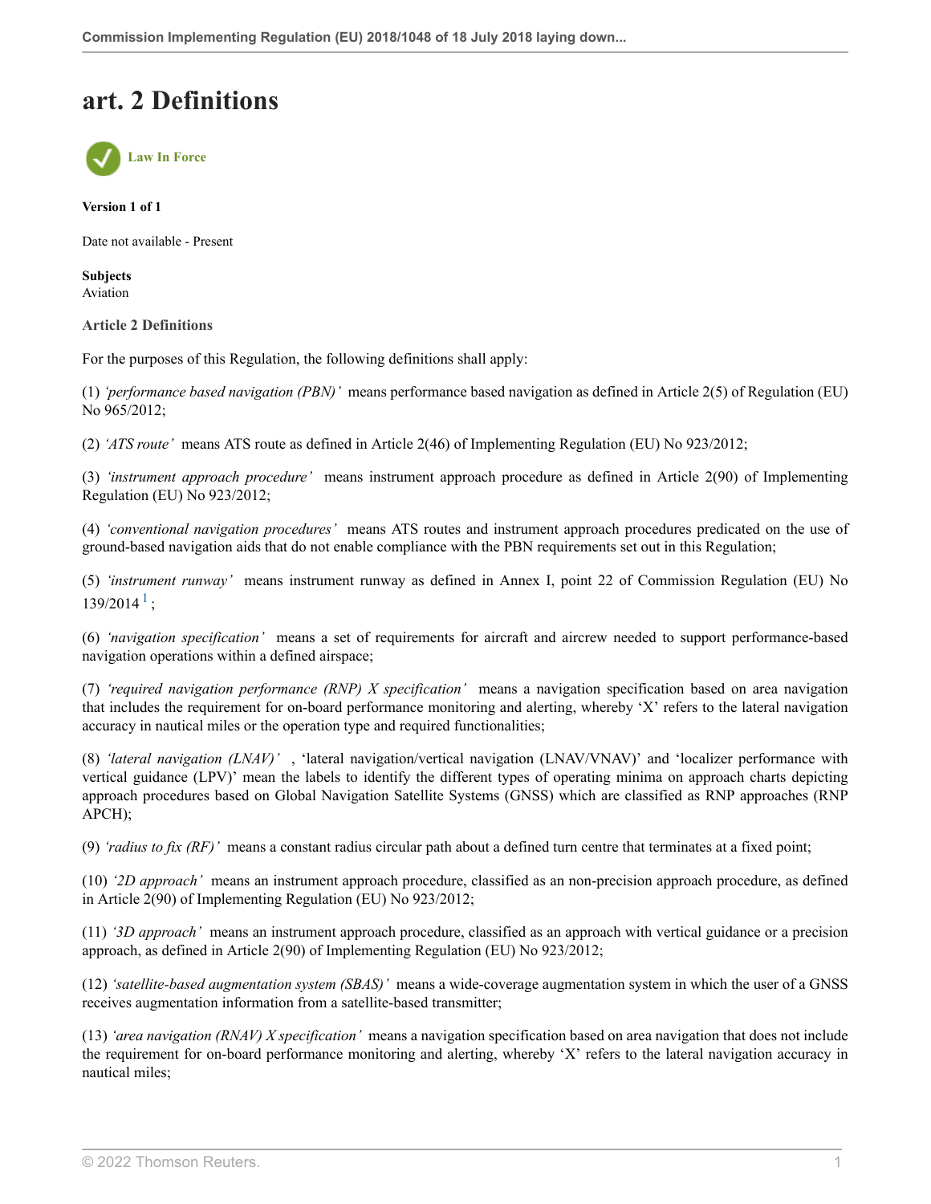# art. 2 Definitions

Law In Force

**Version 1 of 1**

Date not available - Present

**Subjects**
Aviation

**Article 2 Definitions**

For the purposes of this Regulation, the following definitions shall apply:

(1) *'performance based navigation (PBN)'* means performance based navigation as defined in Article 2(5) of Regulation (EU) No 965/2012;

(2) *'ATS route'* means ATS route as defined in Article 2(46) of Implementing Regulation (EU) No 923/2012;

(3) *'instrument approach procedure'* means instrument approach procedure as defined in Article 2(90) of Implementing Regulation (EU) No 923/2012;

(4) *'conventional navigation procedures'* means ATS routes and instrument approach procedures predicated on the use of ground-based navigation aids that do not enable compliance with the PBN requirements set out in this Regulation;

(5) *'instrument runway'* means instrument runway as defined in Annex I, point 22 of Commission Regulation (EU) No 139/2014 [1];

(6) *'navigation specification'* means a set of requirements for aircraft and aircrew needed to support performance-based navigation operations within a defined airspace;

(7) *'required navigation performance (RNP) X specification'* means a navigation specification based on area navigation that includes the requirement for on-board performance monitoring and alerting, whereby 'X' refers to the lateral navigation accuracy in nautical miles or the operation type and required functionalities;

(8) *'lateral navigation (LNAV)'* , 'lateral navigation/vertical navigation (LNAV/VNAV)' and 'localizer performance with vertical guidance (LPV)' mean the labels to identify the different types of operating minima on approach charts depicting approach procedures based on Global Navigation Satellite Systems (GNSS) which are classified as RNP approaches (RNP APCH);

(9) *'radius to fix (RF)'* means a constant radius circular path about a defined turn centre that terminates at a fixed point;

(10) *'2D approach'* means an instrument approach procedure, classified as an non-precision approach procedure, as defined in Article 2(90) of Implementing Regulation (EU) No 923/2012;

(11) *'3D approach'* means an instrument approach procedure, classified as an approach with vertical guidance or a precision approach, as defined in Article 2(90) of Implementing Regulation (EU) No 923/2012;

(12) *'satellite-based augmentation system (SBAS)'* means a wide-coverage augmentation system in which the user of a GNSS receives augmentation information from a satellite-based transmitter;

(13) *'area navigation (RNAV) X specification'* means a navigation specification based on area navigation that does not include the requirement for on-board performance monitoring and alerting, whereby 'X' refers to the lateral navigation accuracy in nautical miles;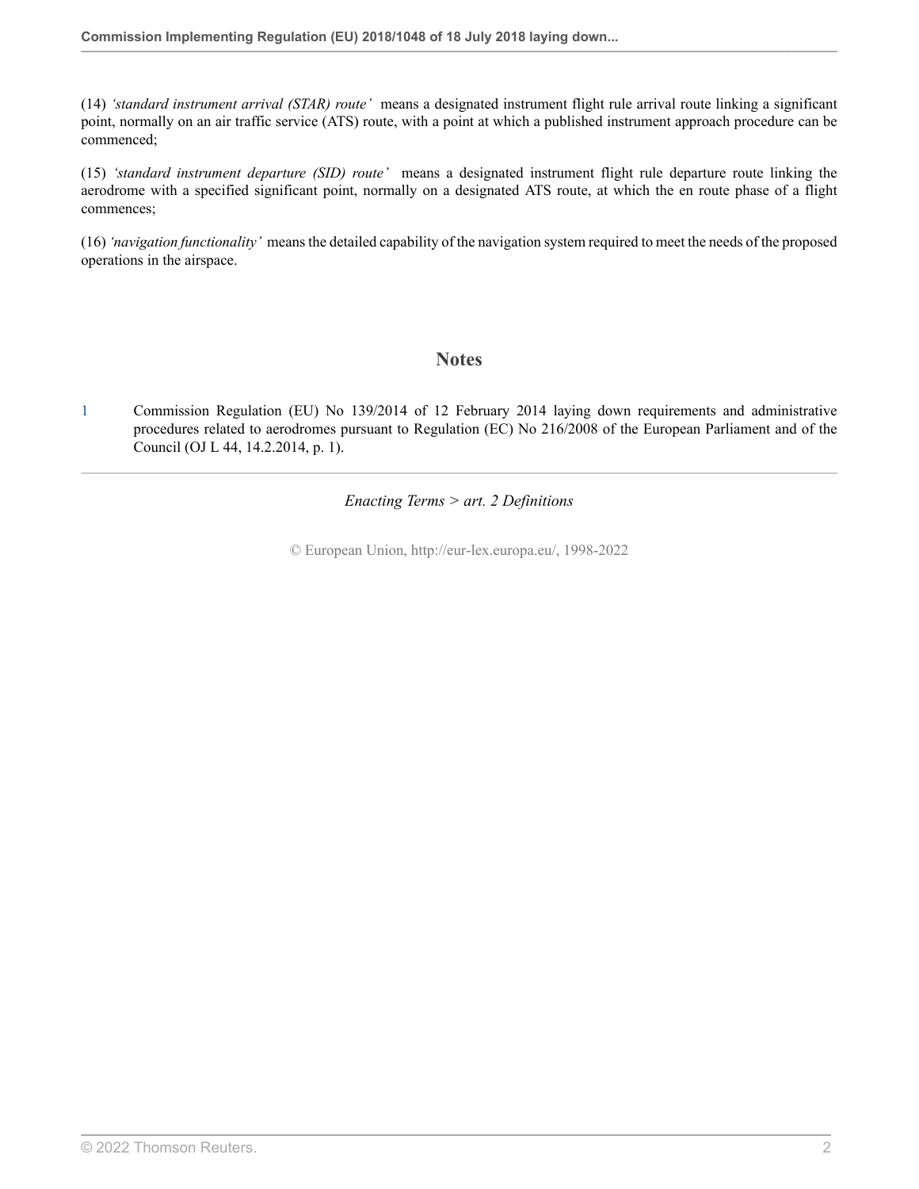(14) *'standard instrument arrival (STAR) route'* means a designated instrument flight rule arrival route linking a significant point, normally on an air traffic service (ATS) route, with a point at which a published instrument approach procedure can be commenced;

(15) *'standard instrument departure (SID) route'* means a designated instrument flight rule departure route linking the aerodrome with a specified significant point, normally on a designated ATS route, at which the en route phase of a flight commences;

(16) *'navigation functionality'* means the detailed capability of the navigation system required to meet the needs of the proposed operations in the airspace.

## Notes

1 Commission Regulation (EU) No 139/2014 of 12 February 2014 laying down requirements and administrative procedures related to aerodromes pursuant to Regulation (EC) No 216/2008 of the European Parliament and of the Council (OJ L 44, 14.2.2014, p. 1).

*Enacting Terms > art. 2 Definitions*

© European Union, http://eur-lex.europa.eu/, 1998-2022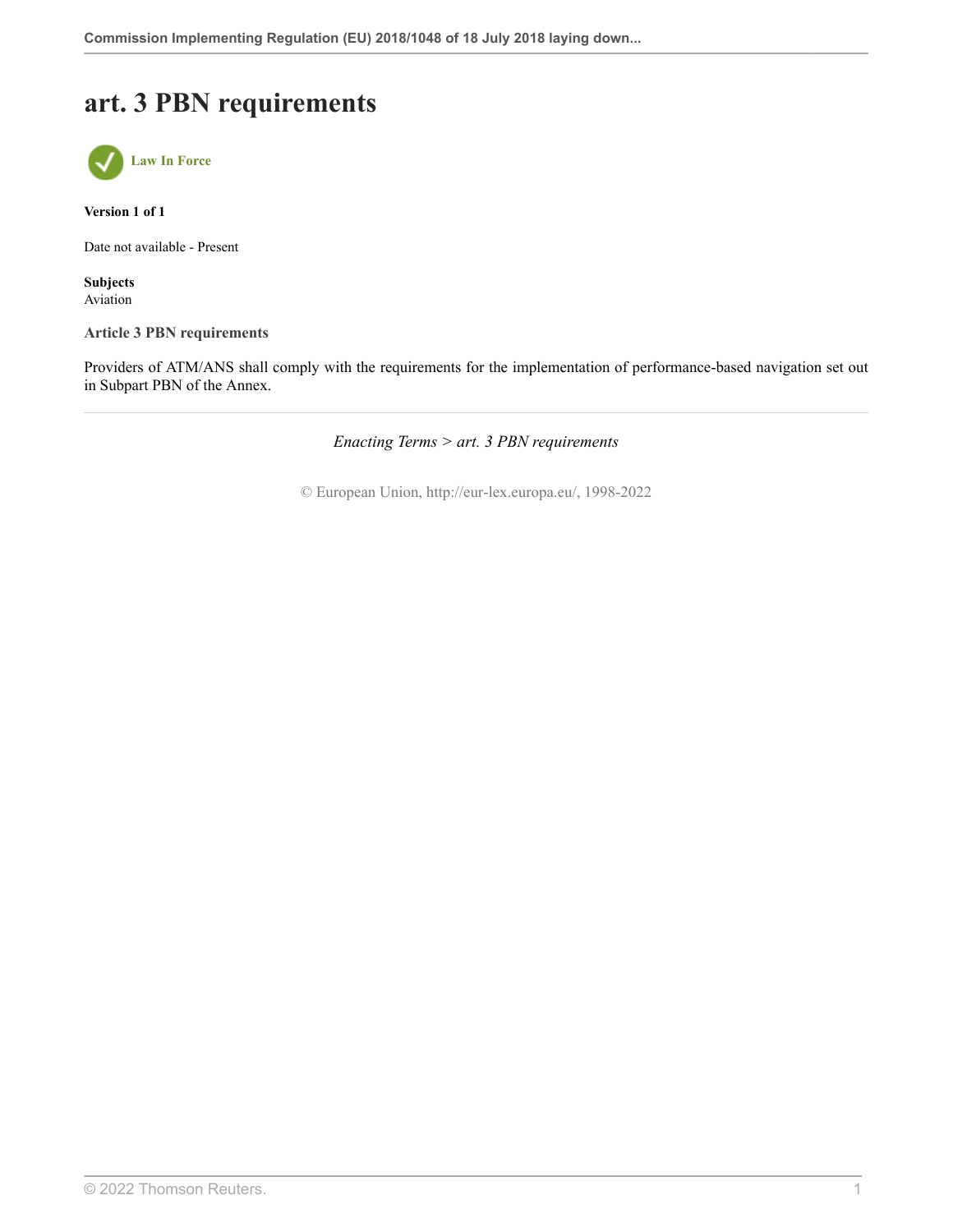# art. 3 PBN requirements

Law In Force

**Version 1 of 1**

Date not available - Present

**Subjects**
Aviation

### Article 3 PBN requirements

Providers of ATM/ANS shall comply with the requirements for the implementation of performance-based navigation set out in Subpart PBN of the Annex.

---

*Enacting Terms > art. 3 PBN requirements*

© European Union, http://eur-lex.europa.eu/, 1998-2022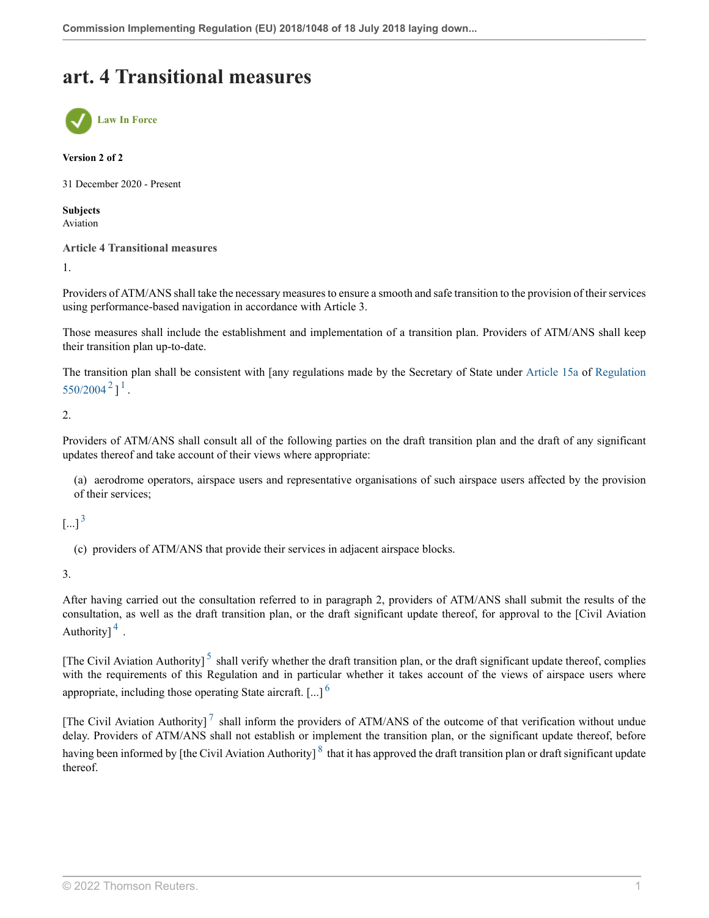# art. 4 Transitional measures

Law In Force

**Version 2 of 2**

31 December 2020 - Present

**Subjects**
Aviation

### Article 4 Transitional measures

1.

Providers of ATM/ANS shall take the necessary measures to ensure a smooth and safe transition to the provision of their services using performance-based navigation in accordance with Article 3.

Those measures shall include the establishment and implementation of a transition plan. Providers of ATM/ANS shall keep their transition plan up-to-date.

The transition plan shall be consistent with [any regulations made by the Secretary of State under Article 15a of Regulation 550/2004 [2] ] [1] .

2.

Providers of ATM/ANS shall consult all of the following parties on the draft transition plan and the draft of any significant updates thereof and take account of their views where appropriate:

(a) aerodrome operators, airspace users and representative organisations of such airspace users affected by the provision of their services;

[...] [3]

(c) providers of ATM/ANS that provide their services in adjacent airspace blocks.

3.

After having carried out the consultation referred to in paragraph 2, providers of ATM/ANS shall submit the results of the consultation, as well as the draft transition plan, or the draft significant update thereof, for approval to the [Civil Aviation Authority] [4] .

[The Civil Aviation Authority] [5] shall verify whether the draft transition plan, or the draft significant update thereof, complies with the requirements of this Regulation and in particular whether it takes account of the views of airspace users where appropriate, including those operating State aircraft. [...] [6]

[The Civil Aviation Authority] [7] shall inform the providers of ATM/ANS of the outcome of that verification without undue delay. Providers of ATM/ANS shall not establish or implement the transition plan, or the significant update thereof, before having been informed by [the Civil Aviation Authority] [8] that it has approved the draft transition plan or draft significant update thereof.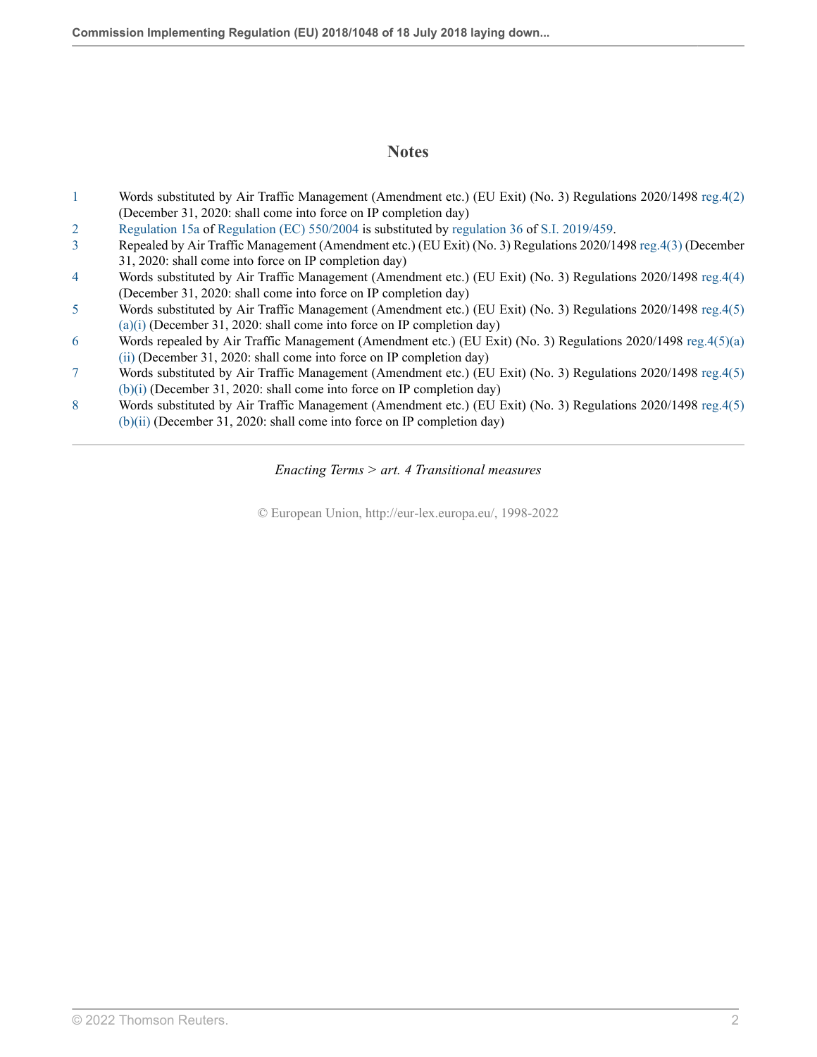## Notes

1 Words substituted by Air Traffic Management (Amendment etc.) (EU Exit) (No. 3) Regulations 2020/1498 reg.4(2) (December 31, 2020: shall come into force on IP completion day)

2 Regulation 15a of Regulation (EC) 550/2004 is substituted by regulation 36 of S.I. 2019/459.

3 Repealed by Air Traffic Management (Amendment etc.) (EU Exit) (No. 3) Regulations 2020/1498 reg.4(3) (December 31, 2020: shall come into force on IP completion day)

4 Words substituted by Air Traffic Management (Amendment etc.) (EU Exit) (No. 3) Regulations 2020/1498 reg.4(4) (December 31, 2020: shall come into force on IP completion day)

5 Words substituted by Air Traffic Management (Amendment etc.) (EU Exit) (No. 3) Regulations 2020/1498 reg.4(5)(a)(i) (December 31, 2020: shall come into force on IP completion day)

6 Words repealed by Air Traffic Management (Amendment etc.) (EU Exit) (No. 3) Regulations 2020/1498 reg.4(5)(a)(ii) (December 31, 2020: shall come into force on IP completion day)

7 Words substituted by Air Traffic Management (Amendment etc.) (EU Exit) (No. 3) Regulations 2020/1498 reg.4(5)(b)(i) (December 31, 2020: shall come into force on IP completion day)

8 Words substituted by Air Traffic Management (Amendment etc.) (EU Exit) (No. 3) Regulations 2020/1498 reg.4(5)(b)(ii) (December 31, 2020: shall come into force on IP completion day)

---

*Enacting Terms > art. 4 Transitional measures*

© European Union, http://eur-lex.europa.eu/, 1998-2022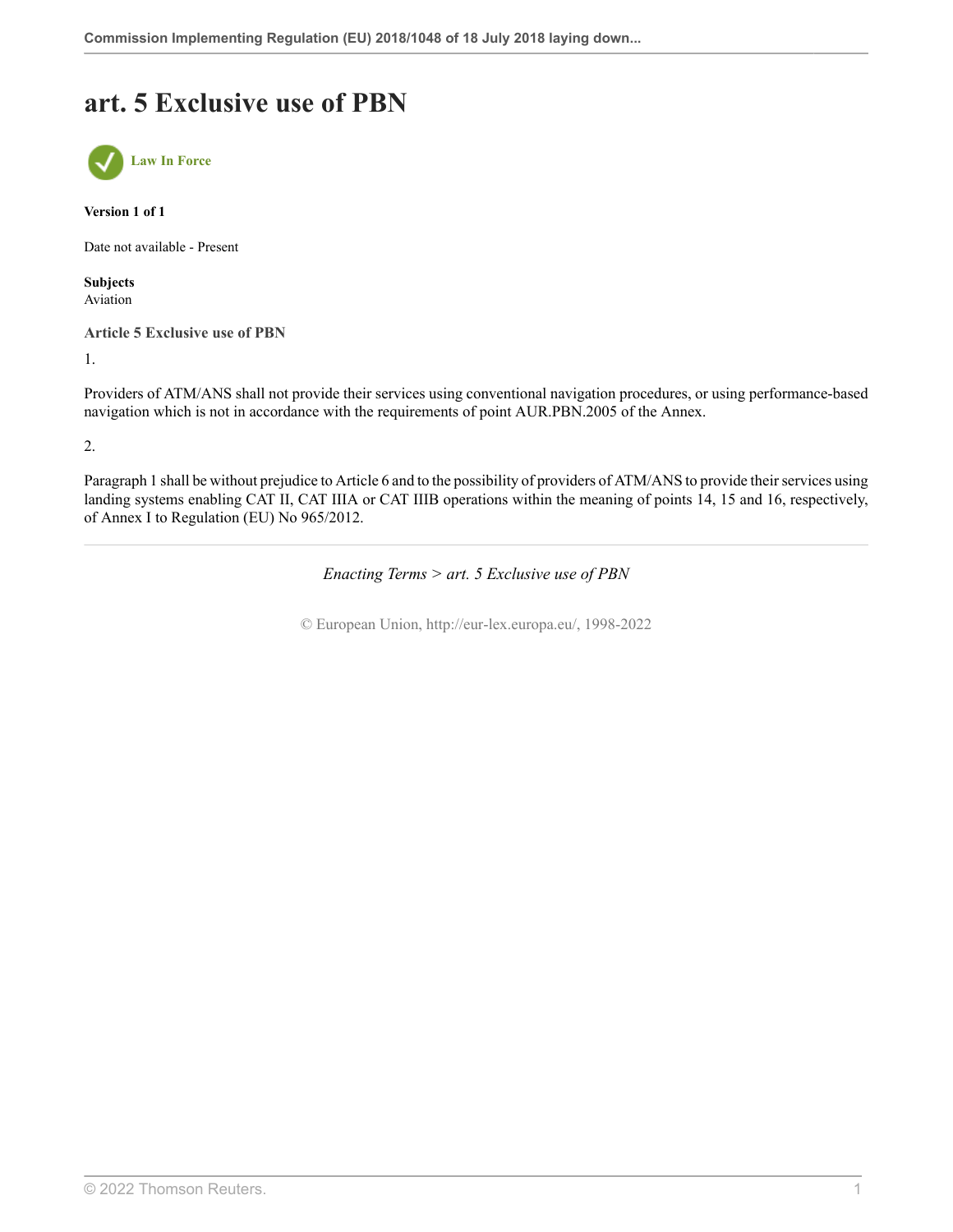# art. 5 Exclusive use of PBN

Law In Force

**Version 1 of 1**

Date not available - Present

**Subjects**
Aviation

### Article 5 Exclusive use of PBN

1.

Providers of ATM/ANS shall not provide their services using conventional navigation procedures, or using performance-based navigation which is not in accordance with the requirements of point AUR.PBN.2005 of the Annex.

2.

Paragraph 1 shall be without prejudice to Article 6 and to the possibility of providers of ATM/ANS to provide their services using landing systems enabling CAT II, CAT IIIA or CAT IIIB operations within the meaning of points 14, 15 and 16, respectively, of Annex I to Regulation (EU) No 965/2012.

*Enacting Terms > art. 5 Exclusive use of PBN*

© European Union, http://eur-lex.europa.eu/, 1998-2022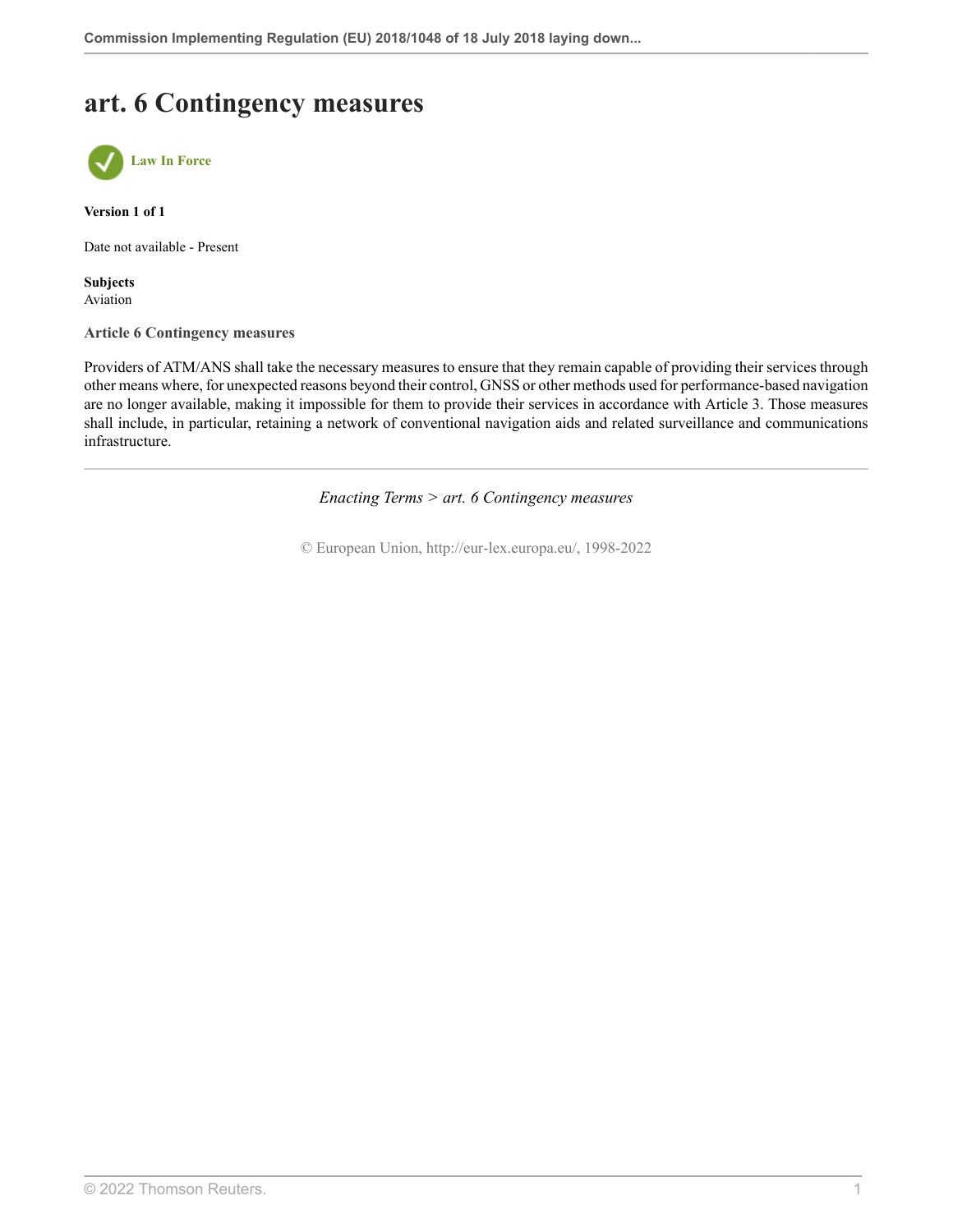# art. 6 Contingency measures

**Law In Force**

**Version 1 of 1**

Date not available - Present

**Subjects**
Aviation

### Article 6 Contingency measures

Providers of ATM/ANS shall take the necessary measures to ensure that they remain capable of providing their services through other means where, for unexpected reasons beyond their control, GNSS or other methods used for performance-based navigation are no longer available, making it impossible for them to provide their services in accordance with Article 3. Those measures shall include, in particular, retaining a network of conventional navigation aids and related surveillance and communications infrastructure.

---

*Enacting Terms > art. 6 Contingency measures*

© European Union, http://eur-lex.europa.eu/, 1998-2022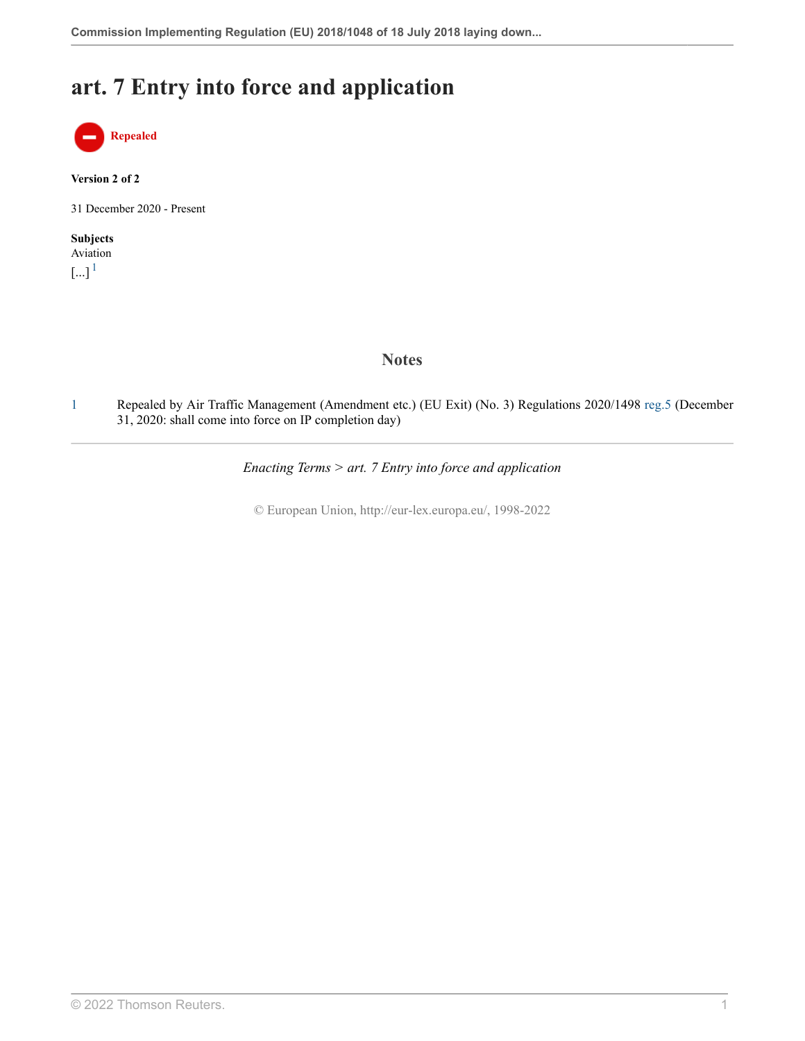# art. 7 Entry into force and application

**Repealed**

**Version 2 of 2**

31 December 2020 - Present

**Subjects**
Aviation

[...] [1]

## Notes

1 Repealed by Air Traffic Management (Amendment etc.) (EU Exit) (No. 3) Regulations 2020/1498 reg.5 (December 31, 2020: shall come into force on IP completion day)

*Enacting Terms > art. 7 Entry into force and application*

© European Union, http://eur-lex.europa.eu/, 1998-2022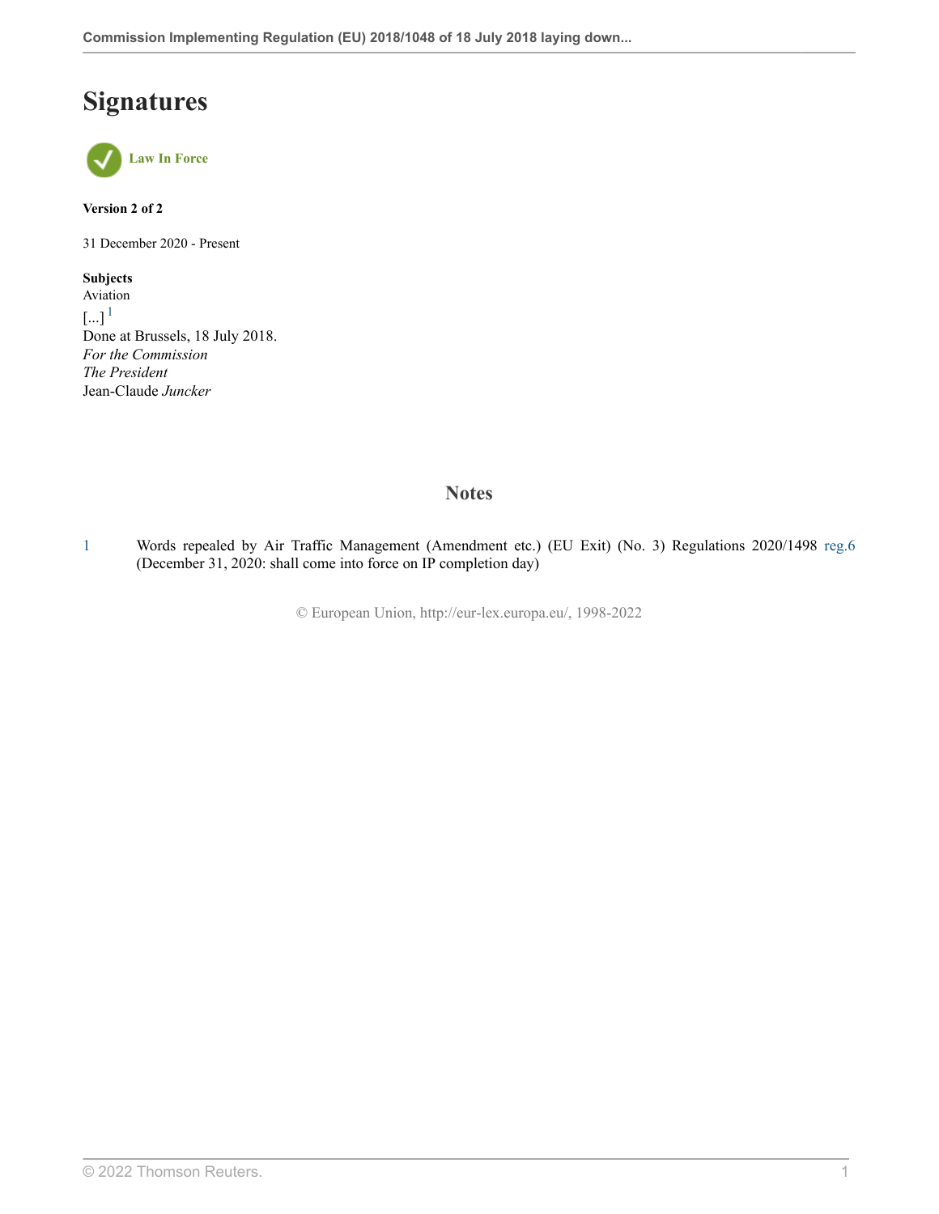# Signatures

Law In Force

**Version 2 of 2**

31 December 2020 - Present

**Subjects**
Aviation
[...] [1]
Done at Brussels, 18 July 2018.
*For the Commission*
*The President*
Jean-Claude *Juncker*

## Notes

1 Words repealed by Air Traffic Management (Amendment etc.) (EU Exit) (No. 3) Regulations 2020/1498 reg.6 (December 31, 2020: shall come into force on IP completion day)

© European Union, http://eur-lex.europa.eu/, 1998-2022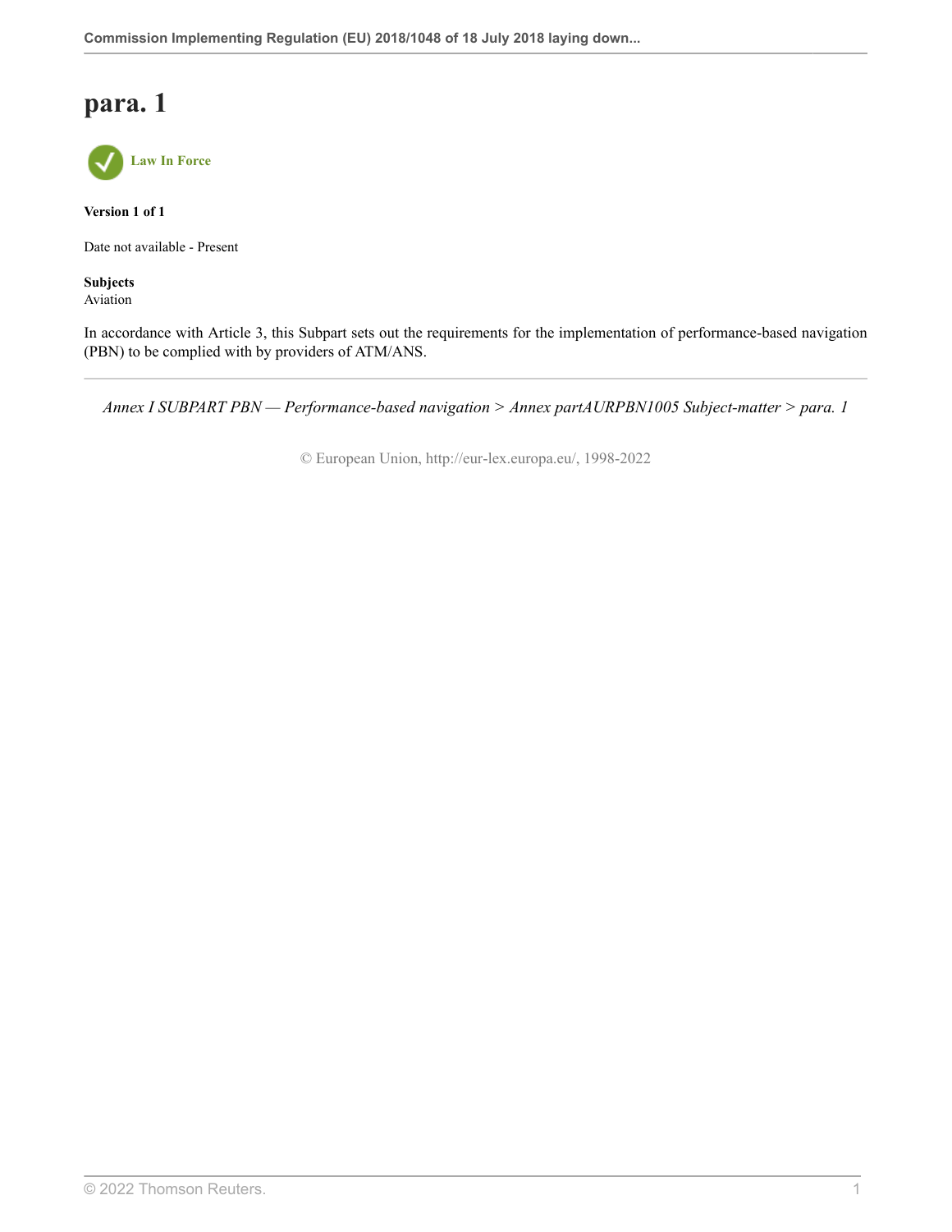# para. 1

Law In Force

**Version 1 of 1**

Date not available - Present

**Subjects**
Aviation

In accordance with Article 3, this Subpart sets out the requirements for the implementation of performance-based navigation (PBN) to be complied with by providers of ATM/ANS.

---

*Annex I SUBPART PBN — Performance-based navigation > Annex partAURPBN1005 Subject-matter > para. 1*

© European Union, http://eur-lex.europa.eu/, 1998-2022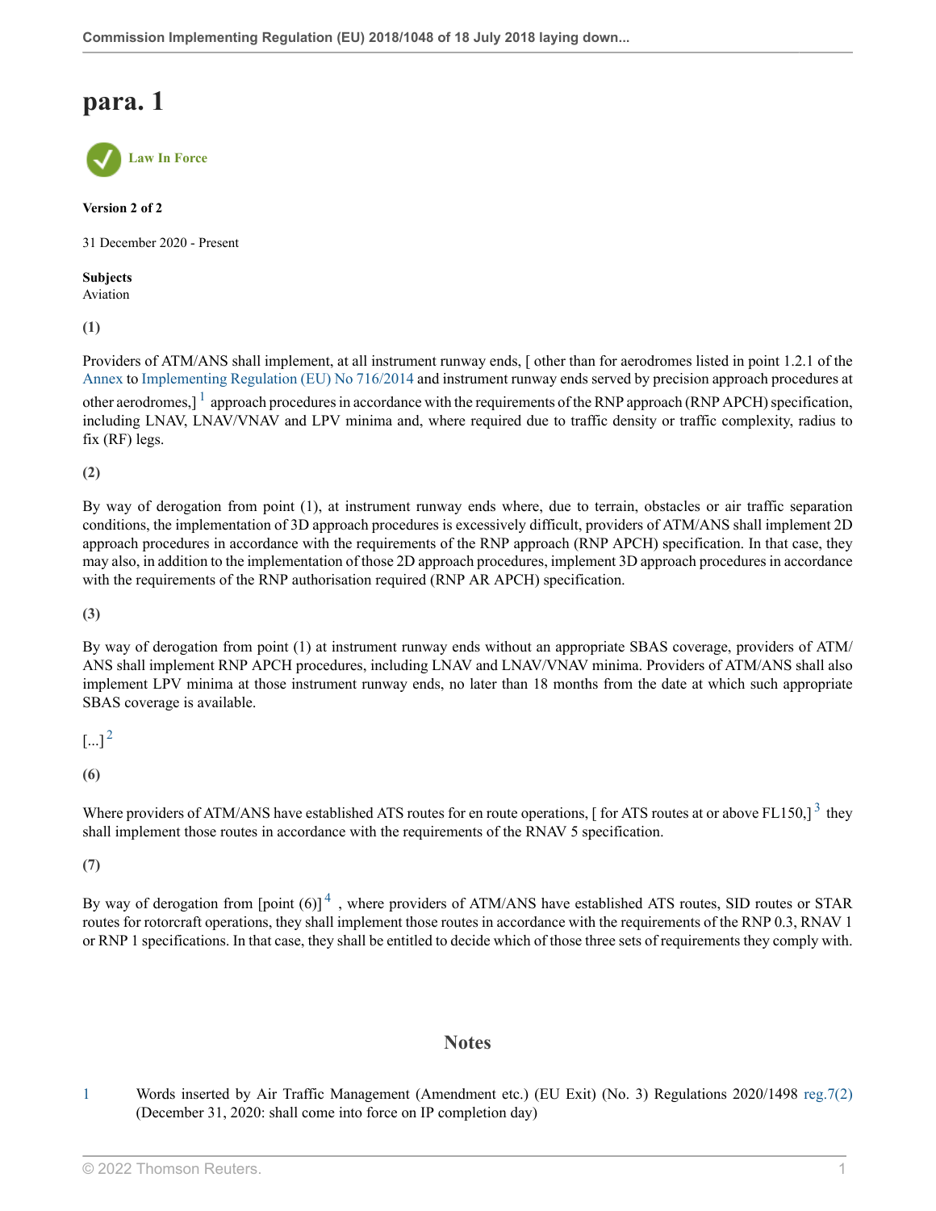# para. 1

Law In Force

**Version 2 of 2**

31 December 2020 - Present

**Subjects**
Aviation

**(1)**

Providers of ATM/ANS shall implement, at all instrument runway ends, [ other than for aerodromes listed in point 1.2.1 of the Annex to Implementing Regulation (EU) No 716/2014 and instrument runway ends served by precision approach procedures at other aerodromes,] [1] approach procedures in accordance with the requirements of the RNP approach (RNP APCH) specification, including LNAV, LNAV/VNAV and LPV minima and, where required due to traffic density or traffic complexity, radius to fix (RF) legs.

**(2)**

By way of derogation from point (1), at instrument runway ends where, due to terrain, obstacles or air traffic separation conditions, the implementation of 3D approach procedures is excessively difficult, providers of ATM/ANS shall implement 2D approach procedures in accordance with the requirements of the RNP approach (RNP APCH) specification. In that case, they may also, in addition to the implementation of those 2D approach procedures, implement 3D approach procedures in accordance with the requirements of the RNP authorisation required (RNP AR APCH) specification.

**(3)**

By way of derogation from point (1) at instrument runway ends without an appropriate SBAS coverage, providers of ATM/ANS shall implement RNP APCH procedures, including LNAV and LNAV/VNAV minima. Providers of ATM/ANS shall also implement LPV minima at those instrument runway ends, no later than 18 months from the date at which such appropriate SBAS coverage is available.

[...] [2]

**(6)**

Where providers of ATM/ANS have established ATS routes for en route operations, [ for ATS routes at or above FL150,] [3] they shall implement those routes in accordance with the requirements of the RNAV 5 specification.

**(7)**

By way of derogation from [point (6)] [4] , where providers of ATM/ANS have established ATS routes, SID routes or STAR routes for rotorcraft operations, they shall implement those routes in accordance with the requirements of the RNP 0.3, RNAV 1 or RNP 1 specifications. In that case, they shall be entitled to decide which of those three sets of requirements they comply with.

## Notes

1 Words inserted by Air Traffic Management (Amendment etc.) (EU Exit) (No. 3) Regulations 2020/1498 reg.7(2) (December 31, 2020: shall come into force on IP completion day)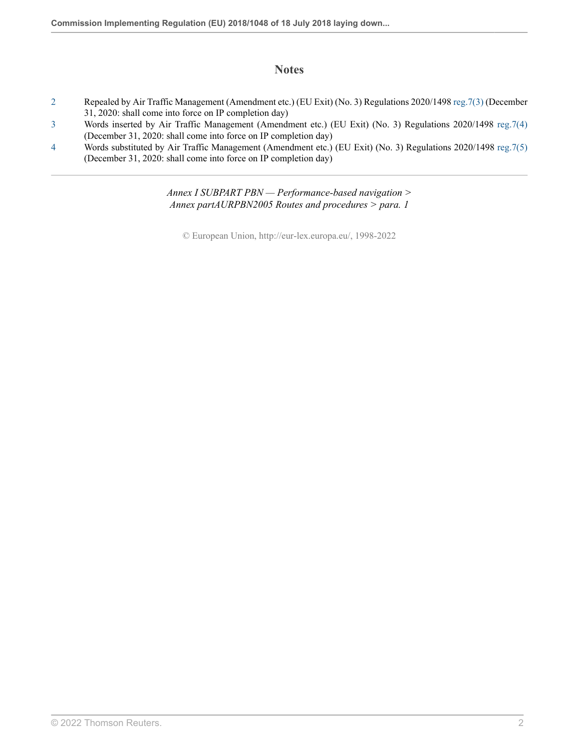## Notes

2 Repealed by Air Traffic Management (Amendment etc.) (EU Exit) (No. 3) Regulations 2020/1498 reg.7(3) (December 31, 2020: shall come into force on IP completion day)

3 Words inserted by Air Traffic Management (Amendment etc.) (EU Exit) (No. 3) Regulations 2020/1498 reg.7(4) (December 31, 2020: shall come into force on IP completion day)

4 Words substituted by Air Traffic Management (Amendment etc.) (EU Exit) (No. 3) Regulations 2020/1498 reg.7(5) (December 31, 2020: shall come into force on IP completion day)

*Annex I SUBPART PBN — Performance-based navigation > Annex partAURPBN2005 Routes and procedures > para. 1*

© European Union, http://eur-lex.europa.eu/, 1998-2022